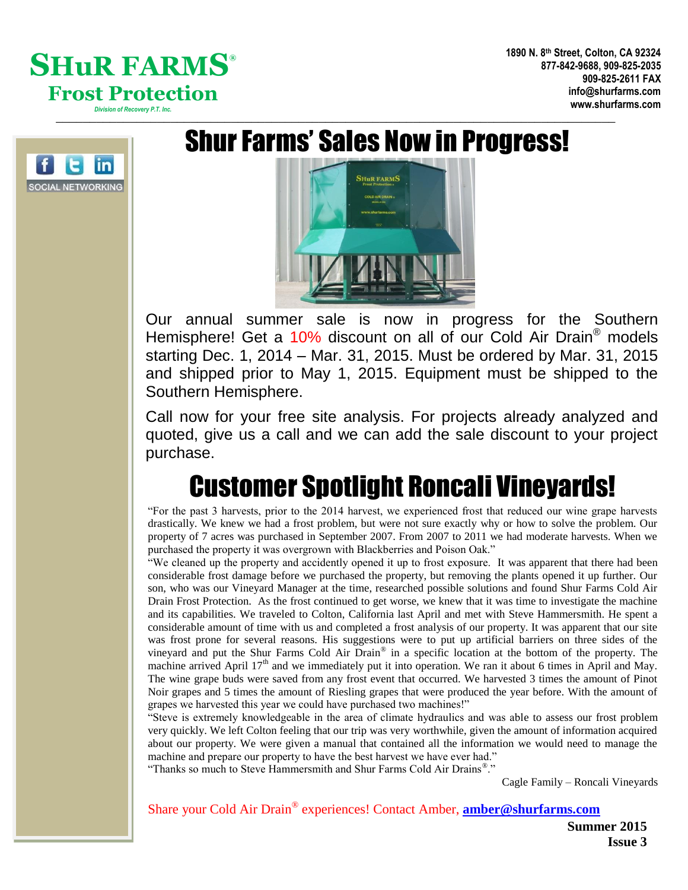# SHuR FARMS®

## Frost Protection

*Division of Recovery P.T. Inc.*

**1890 N. 8th Street, Colton, CA 92324**
**877-842-9688, 909-825-2035**
**909-825-2611 FAX**
**info@shurfarms.com**
**www.shurfarms.com**

SOCIAL NETWORKING

# Shur Farms' Sales Now in Progress!

Our annual summer sale is now in progress for the Southern Hemisphere! Get a 10% discount on all of our Cold Air Drain® models starting Dec. 1, 2014 – Mar. 31, 2015. Must be ordered by Mar. 31, 2015 and shipped prior to May 1, 2015. Equipment must be shipped to the Southern Hemisphere.

Call now for your free site analysis. For projects already analyzed and quoted, give us a call and we can add the sale discount to your project purchase.

# Customer Spotlight Roncali Vineyards!

"For the past 3 harvests, prior to the 2014 harvest, we experienced frost that reduced our wine grape harvests drastically. We knew we had a frost problem, but were not sure exactly why or how to solve the problem. Our property of 7 acres was purchased in September 2007. From 2007 to 2011 we had moderate harvests. When we purchased the property it was overgrown with Blackberries and Poison Oak."

"We cleaned up the property and accidently opened it up to frost exposure. It was apparent that there had been considerable frost damage before we purchased the property, but removing the plants opened it up further. Our son, who was our Vineyard Manager at the time, researched possible solutions and found Shur Farms Cold Air Drain Frost Protection. As the frost continued to get worse, we knew that it was time to investigate the machine and its capabilities. We traveled to Colton, California last April and met with Steve Hammersmith. He spent a considerable amount of time with us and completed a frost analysis of our property. It was apparent that our site was frost prone for several reasons. His suggestions were to put up artificial barriers on three sides of the vineyard and put the Shur Farms Cold Air Drain® in a specific location at the bottom of the property. The machine arrived April 17th and we immediately put it into operation. We ran it about 6 times in April and May. The wine grape buds were saved from any frost event that occurred. We harvested 3 times the amount of Pinot Noir grapes and 5 times the amount of Riesling grapes that were produced the year before. With the amount of grapes we harvested this year we could have purchased two machines!"

"Steve is extremely knowledgeable in the area of climate hydraulics and was able to assess our frost problem very quickly. We left Colton feeling that our trip was very worthwhile, given the amount of information acquired about our property. We were given a manual that contained all the information we would need to manage the machine and prepare our property to have the best harvest we have ever had."

"Thanks so much to Steve Hammersmith and Shur Farms Cold Air Drains®."

Cagle Family – Roncali Vineyards

Share your Cold Air Drain® experiences! Contact Amber, **amber@shurfarms.com**

**Summer 2015**
**Issue 3**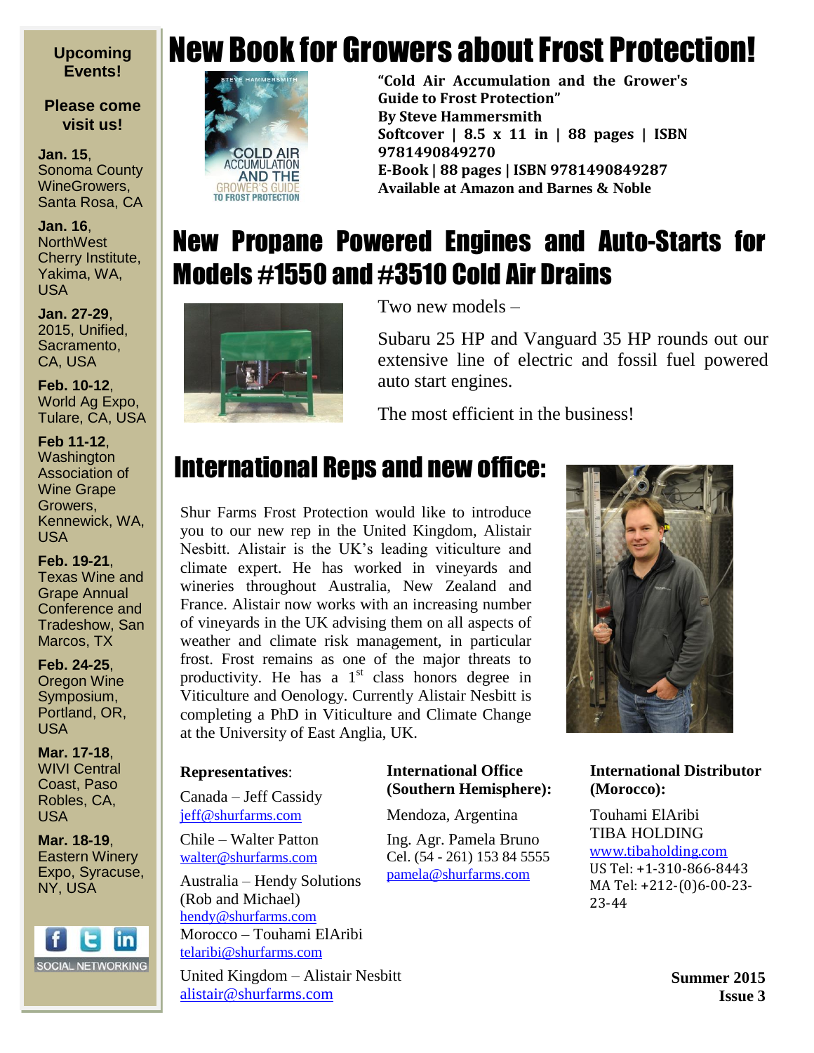## Upcoming Events!

**Please come visit us!**

**Jan. 15**, Sonoma County WineGrowers, Santa Rosa, CA

**Jan. 16**, NorthWest Cherry Institute, Yakima, WA, USA

**Jan. 27-29**, 2015, Unified, Sacramento, CA, USA

**Feb. 10-12**, World Ag Expo, Tulare, CA, USA

**Feb 11-12**, Washington Association of Wine Grape Growers, Kennewick, WA, USA

**Feb. 19-21**, Texas Wine and Grape Annual Conference and Tradeshow, San Marcos, TX

**Feb. 24-25**, Oregon Wine Symposium, Portland, OR, USA

**Mar. 17-18**, WIVI Central Coast, Paso Robles, CA, USA

**Mar. 18-19**, Eastern Winery Expo, Syracuse, NY, USA

SOCIAL NETWORKING

# New Book for Growers about Frost Protection!

**"Cold Air Accumulation and the Grower's Guide to Frost Protection"**
**By Steve Hammersmith**
**Softcover | 8.5 x 11 in | 88 pages | ISBN 9781490849270**
**E-Book | 88 pages | ISBN 9781490849287**
**Available at Amazon and Barnes & Noble**

# New Propane Powered Engines and Auto-Starts for Models #1550 and #3510 Cold Air Drains

Two new models –

Subaru 25 HP and Vanguard 35 HP rounds out our extensive line of electric and fossil fuel powered auto start engines.

The most efficient in the business!

# International Reps and new office:

Shur Farms Frost Protection would like to introduce you to our new rep in the United Kingdom, Alistair Nesbitt. Alistair is the UK's leading viticulture and climate expert. He has worked in vineyards and wineries throughout Australia, New Zealand and France. Alistair now works with an increasing number of vineyards in the UK advising them on all aspects of weather and climate risk management, in particular frost. Frost remains as one of the major threats to productivity. He has a 1st class honors degree in Viticulture and Oenology. Currently Alistair Nesbitt is completing a PhD in Viticulture and Climate Change at the University of East Anglia, UK.

**Representatives**:

Canada – Jeff Cassidy
jeff@shurfarms.com

Chile – Walter Patton
walter@shurfarms.com

Australia – Hendy Solutions (Rob and Michael)
hendy@shurfarms.com

Morocco – Touhami ElAribi
telaribi@shurfarms.com

United Kingdom – Alistair Nesbitt
alistair@shurfarms.com

**International Office (Southern Hemisphere):**

Mendoza, Argentina

Ing. Agr. Pamela Bruno
Cel. (54 - 261) 153 84 5555
pamela@shurfarms.com

**International Distributor (Morocco):**

Touhami ElAribi
TIBA HOLDING
www.tibaholding.com
US Tel: +1-310-866-8443
MA Tel: +212-(0)6-00-23-23-44

**Summer 2015**
**Issue 3**